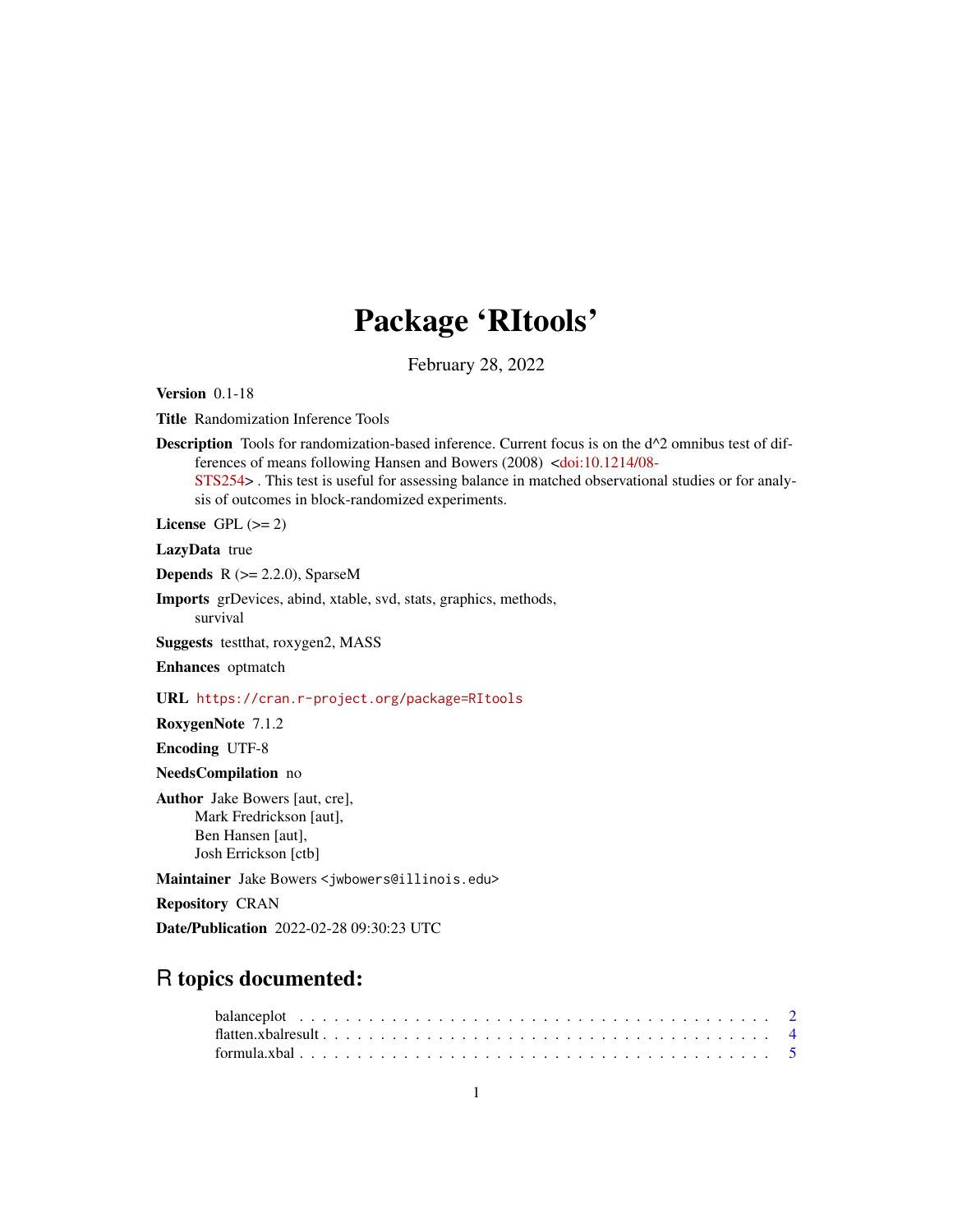# Package 'RItools'

February 28, 2022

**Version** 0.1-18

**Title** Randomization Inference Tools

**Description** Tools for randomization-based inference. Current focus is on the d^2 omnibus test of differences of means following Hansen and Bowers (2008) <doi:10.1214/08-STS254> . This test is useful for assessing balance in matched observational studies or for analysis of outcomes in block-randomized experiments.

**License** GPL (>= 2)

**LazyData** true

**Depends** R (>= 2.2.0), SparseM

**Imports** grDevices, abind, xtable, svd, stats, graphics, methods, survival

**Suggests** testthat, roxygen2, MASS

**Enhances** optmatch

**URL** https://cran.r-project.org/package=RItools

**RoxygenNote** 7.1.2

**Encoding** UTF-8

**NeedsCompilation** no

**Author** Jake Bowers [aut, cre],
Mark Fredrickson [aut],
Ben Hansen [aut],
Josh Errickson [ctb]

**Maintainer** Jake Bowers <jwbowers@illinois.edu>

**Repository** CRAN

**Date/Publication** 2022-02-28 09:30:23 UTC

## R topics documented:

balanceplot . . . . . . . . . . . . . . . . . . . . . . . . . . . . . . . . . . . . . . 2
flatten.xbalresult . . . . . . . . . . . . . . . . . . . . . . . . . . . . . . . . . . . 4
formula.xbal . . . . . . . . . . . . . . . . . . . . . . . . . . . . . . . . . . . . . . 5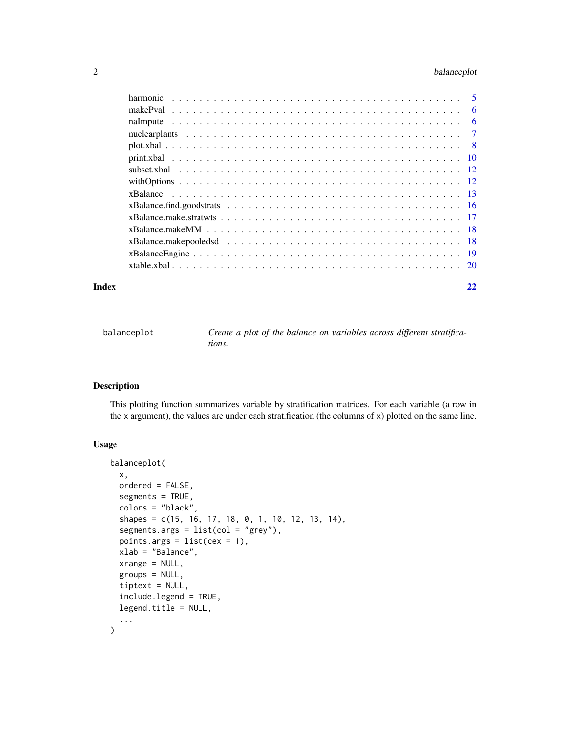| | |
|---|---|
| harmonic | 5 |
| makePval | 6 |
| naImpute | 6 |
| nuclearplants | 7 |
| plot.xbal | 8 |
| print.xbal | 10 |
| subset.xbal | 12 |
| withOptions | 12 |
| xBalance | 13 |
| xBalance.find.goodstrats | 16 |
| xBalance.make.stratwts | 17 |
| xBalance.makeMM | 18 |
| xBalance.makepooledsd | 18 |
| xBalanceEngine | 19 |
| xtable.xbal | 20 |

**Index** **22**

---

`balanceplot` *Create a plot of the balance on variables across different stratifications.*

---

## Description

This plotting function summarizes variable by stratification matrices. For each variable (a row in the x argument), the values are under each stratification (the columns of x) plotted on the same line.

## Usage

```
balanceplot(
  x,
  ordered = FALSE,
  segments = TRUE,
  colors = "black",
  shapes = c(15, 16, 17, 18, 0, 1, 10, 12, 13, 14),
  segments.args = list(col = "grey"),
  points.args = list(cex = 1),
  xlab = "Balance",
  xrange = NULL,
  groups = NULL,
  tiptext = NULL,
  include.legend = TRUE,
  legend.title = NULL,
  ...
)
```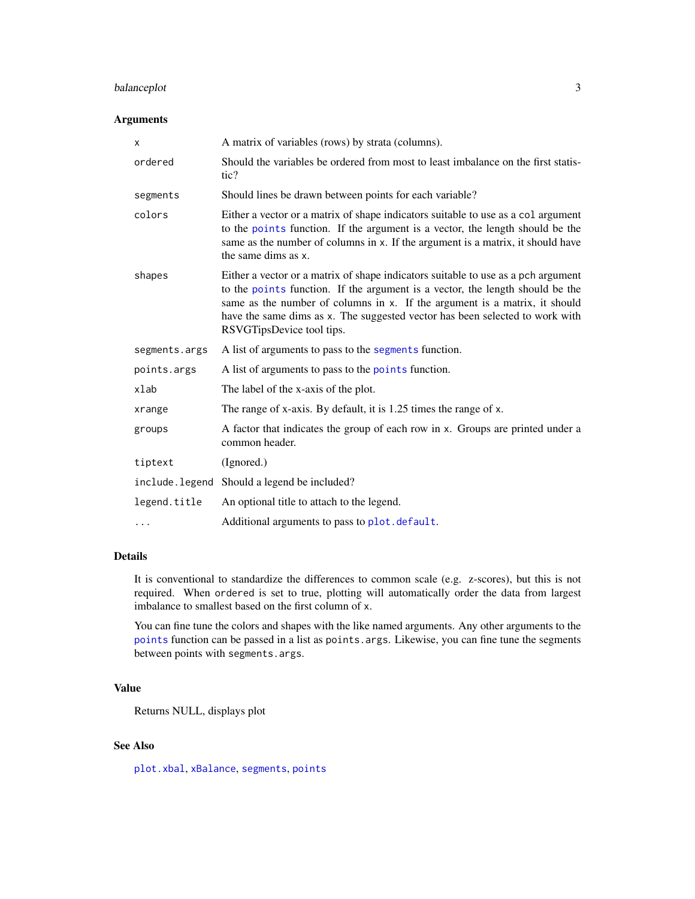### Arguments

| | |
|---|---|
| `x` | A matrix of variables (rows) by strata (columns). |
| `ordered` | Should the variables be ordered from most to least imbalance on the first statistic? |
| `segments` | Should lines be drawn between points for each variable? |
| `colors` | Either a vector or a matrix of shape indicators suitable to use as a `col` argument to the `points` function. If the argument is a vector, the length should be the same as the number of columns in `x`. If the argument is a matrix, it should have the same dims as `x`. |
| `shapes` | Either a vector or a matrix of shape indicators suitable to use as a `pch` argument to the `points` function. If the argument is a vector, the length should be the same as the number of columns in `x`. If the argument is a matrix, it should have the same dims as `x`. The suggested vector has been selected to work with RSVGTipsDevice tool tips. |
| `segments.args` | A list of arguments to pass to the `segments` function. |
| `points.args` | A list of arguments to pass to the `points` function. |
| `xlab` | The label of the x-axis of the plot. |
| `xrange` | The range of x-axis. By default, it is 1.25 times the range of `x`. |
| `groups` | A factor that indicates the group of each row in `x`. Groups are printed under a common header. |
| `tiptext` | (Ignored.) |
| `include.legend` | Should a legend be included? |
| `legend.title` | An optional title to attach to the legend. |
| `...` | Additional arguments to pass to `plot.default`. |

### Details

It is conventional to standardize the differences to common scale (e.g. z-scores), but this is not required. When `ordered` is set to true, plotting will automatically order the data from largest imbalance to smallest based on the first column of `x`.

You can fine tune the colors and shapes with the like named arguments. Any other arguments to the `points` function can be passed in a list as `points.args`. Likewise, you can fine tune the segments between points with `segments.args`.

### Value

Returns NULL, displays plot

### See Also

`plot.xbal`, `xBalance`, `segments`, `points`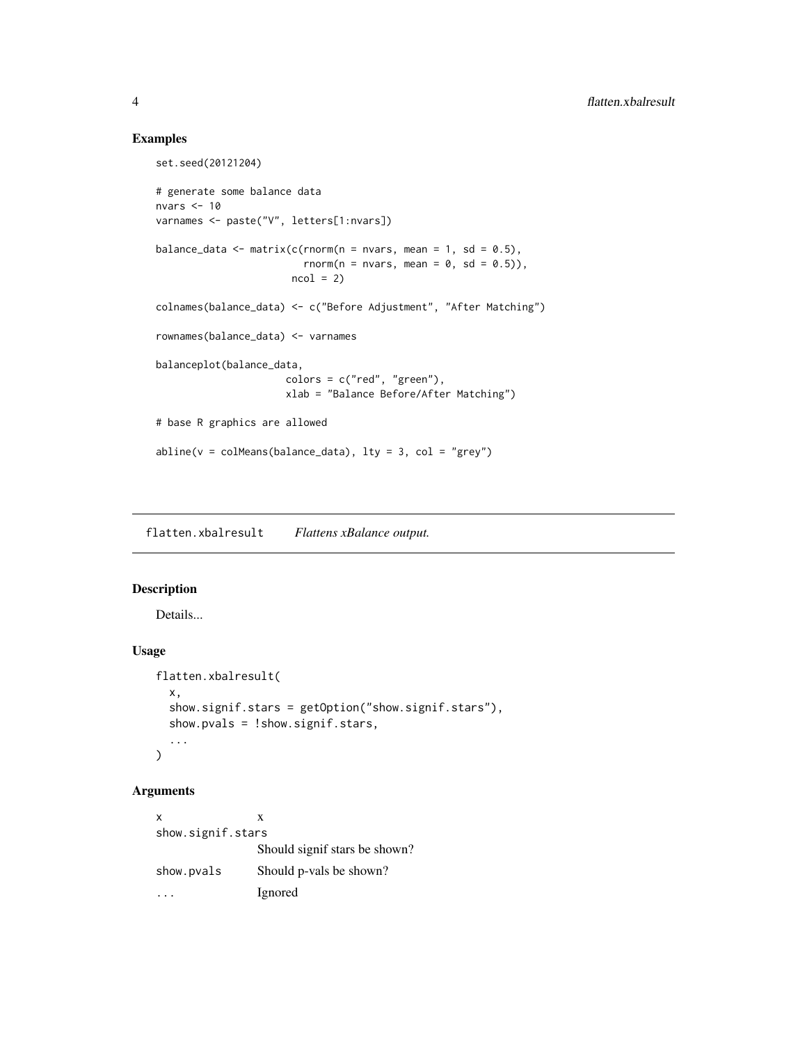## Examples

```
set.seed(20121204)

# generate some balance data
nvars <- 10
varnames <- paste("V", letters[1:nvars])

balance_data <- matrix(c(rnorm(n = nvars, mean = 1, sd = 0.5),
                         rnorm(n = nvars, mean = 0, sd = 0.5)),
                       ncol = 2)

colnames(balance_data) <- c("Before Adjustment", "After Matching")

rownames(balance_data) <- varnames

balanceplot(balance_data,
                      colors = c("red", "green"),
                      xlab = "Balance Before/After Matching")

# base R graphics are allowed

abline(v = colMeans(balance_data), lty = 3, col = "grey")
```

---

# flatten.xbalresult *Flattens xBalance output.*

---

## Description

Details...

## Usage

```
flatten.xbalresult(
  x,
  show.signif.stars = getOption("show.signif.stars"),
  show.pvals = !show.signif.stars,
  ...
)
```

## Arguments

| | |
|---|---|
| x | x |
| show.signif.stars | Should signif stars be shown? |
| show.pvals | Should p-vals be shown? |
| ... | Ignored |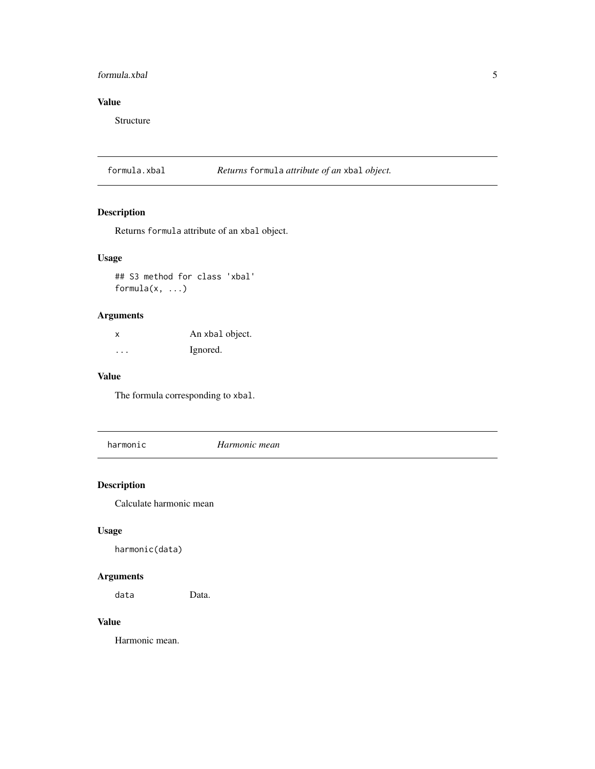## Value

Structure

---

## formula.xbal — *Returns* `formula` *attribute of an* `xbal` *object.*

### Description

Returns `formula` attribute of an `xbal` object.

### Usage

```
## S3 method for class 'xbal'
formula(x, ...)
```

### Arguments

| | |
|---|---|
| `x` | An `xbal` object. |
| `...` | Ignored. |

### Value

The formula corresponding to `xbal`.

---

## harmonic — *Harmonic mean*

### Description

Calculate harmonic mean

### Usage

```
harmonic(data)
```

### Arguments

| | |
|---|---|
| `data` | Data. |

### Value

Harmonic mean.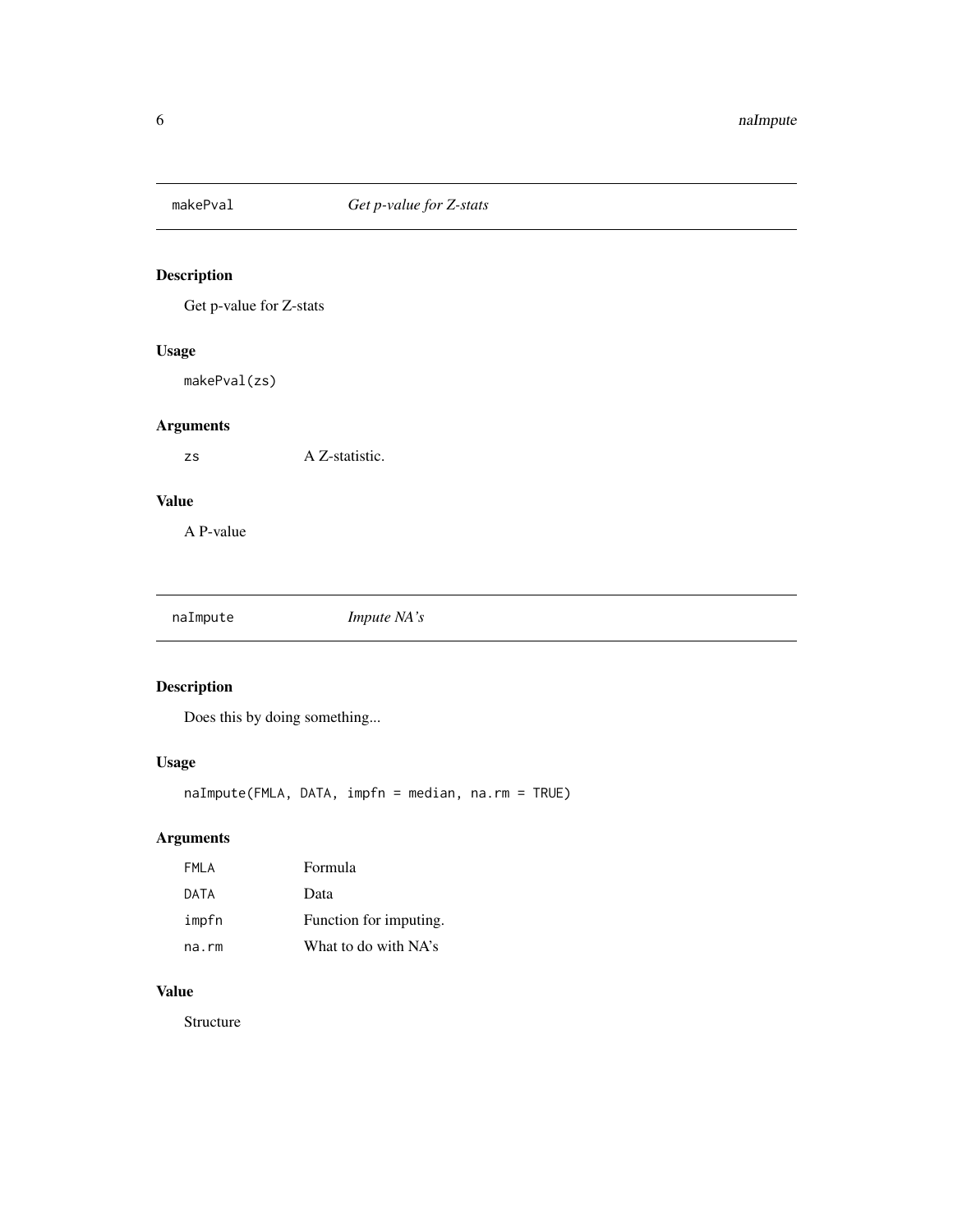## makePval *Get p-value for Z-stats*

### Description

Get p-value for Z-stats

### Usage

```
makePval(zs)
```

### Arguments

| | |
|---|---|
| zs | A Z-statistic. |

### Value

A P-value

## naImpute *Impute NA's*

### Description

Does this by doing something...

### Usage

```
naImpute(FMLA, DATA, impfn = median, na.rm = TRUE)
```

### Arguments

| | |
|---|---|
| FMLA | Formula |
| DATA | Data |
| impfn | Function for imputing. |
| na.rm | What to do with NA's |

### Value

Structure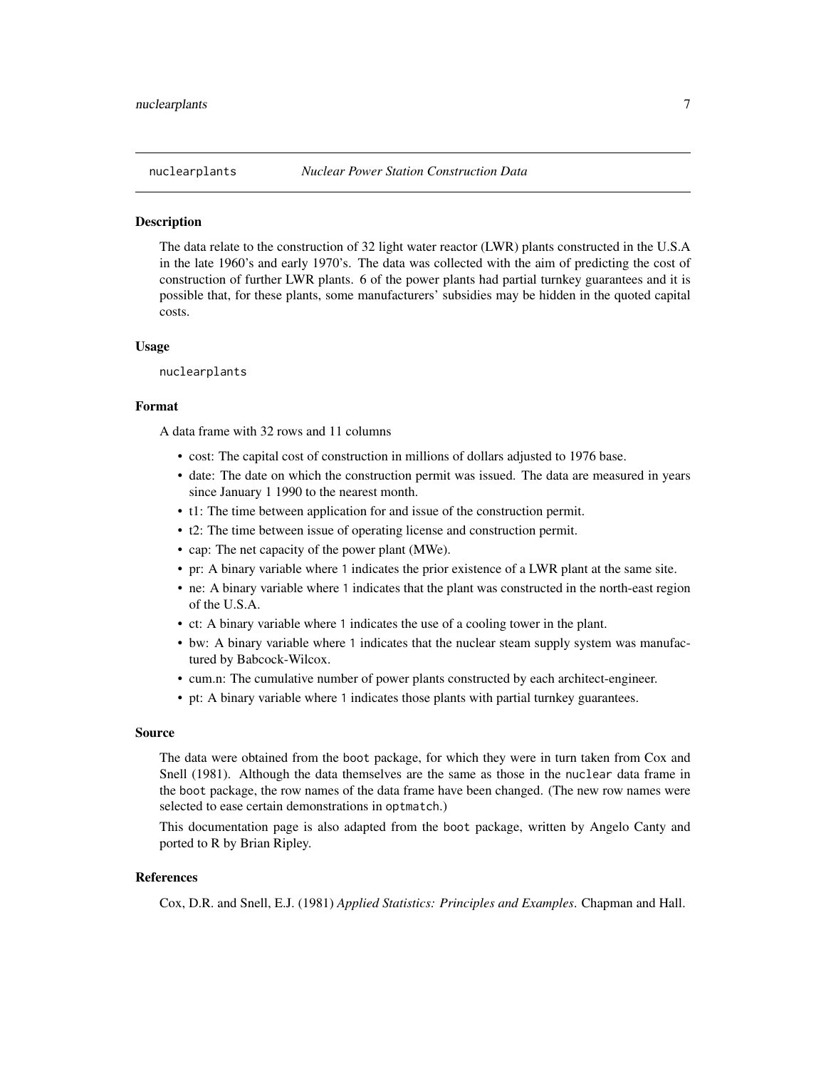nuclearplants *Nuclear Power Station Construction Data*

## Description

The data relate to the construction of 32 light water reactor (LWR) plants constructed in the U.S.A in the late 1960's and early 1970's. The data was collected with the aim of predicting the cost of construction of further LWR plants. 6 of the power plants had partial turnkey guarantees and it is possible that, for these plants, some manufacturers' subsidies may be hidden in the quoted capital costs.

## Usage

```
nuclearplants
```

## Format

A data frame with 32 rows and 11 columns

- cost: The capital cost of construction in millions of dollars adjusted to 1976 base.
- date: The date on which the construction permit was issued. The data are measured in years since January 1 1990 to the nearest month.
- t1: The time between application for and issue of the construction permit.
- t2: The time between issue of operating license and construction permit.
- cap: The net capacity of the power plant (MWe).
- pr: A binary variable where `1` indicates the prior existence of a LWR plant at the same site.
- ne: A binary variable where `1` indicates that the plant was constructed in the north-east region of the U.S.A.
- ct: A binary variable where `1` indicates the use of a cooling tower in the plant.
- bw: A binary variable where `1` indicates that the nuclear steam supply system was manufactured by Babcock-Wilcox.
- cum.n: The cumulative number of power plants constructed by each architect-engineer.
- pt: A binary variable where `1` indicates those plants with partial turnkey guarantees.

## Source

The data were obtained from the `boot` package, for which they were in turn taken from Cox and Snell (1981). Although the data themselves are the same as those in the `nuclear` data frame in the `boot` package, the row names of the data frame have been changed. (The new row names were selected to ease certain demonstrations in `optmatch`.)

This documentation page is also adapted from the `boot` package, written by Angelo Canty and ported to R by Brian Ripley.

## References

Cox, D.R. and Snell, E.J. (1981) *Applied Statistics: Principles and Examples*. Chapman and Hall.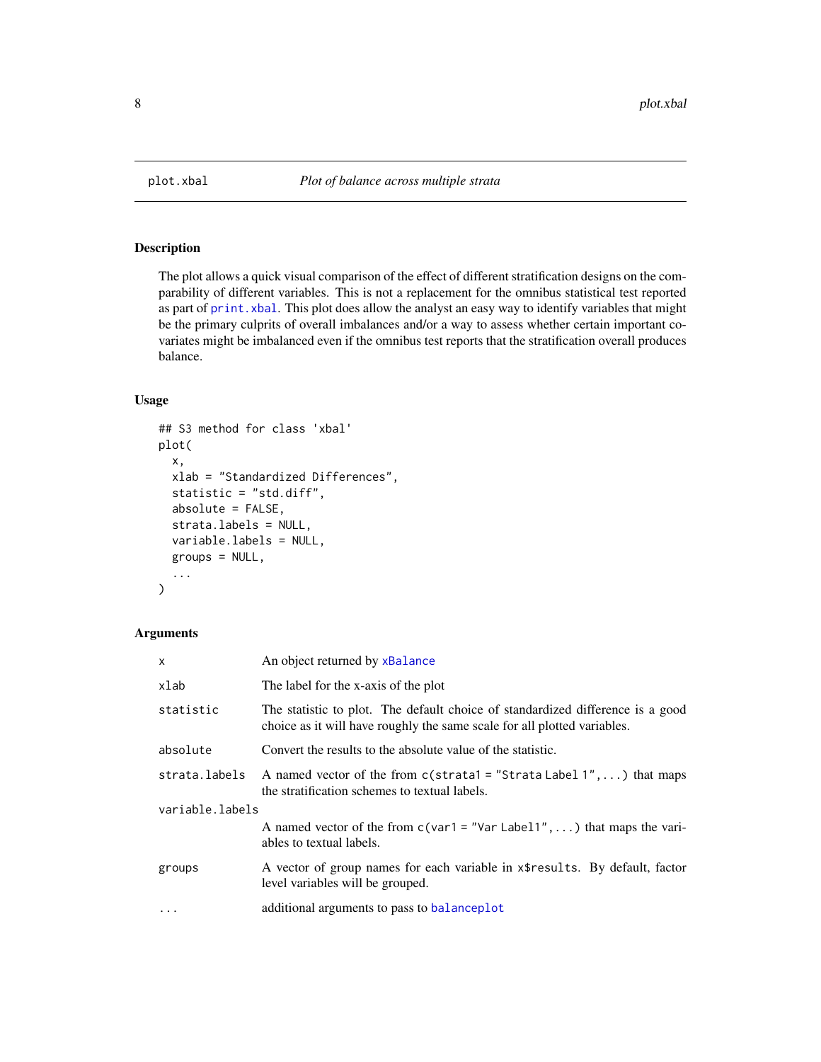plot.xbal — *Plot of balance across multiple strata*

## Description

The plot allows a quick visual comparison of the effect of different stratification designs on the comparability of different variables. This is not a replacement for the omnibus statistical test reported as part of print.xbal. This plot does allow the analyst an easy way to identify variables that might be the primary culprits of overall imbalances and/or a way to assess whether certain important covariates might be imbalanced even if the omnibus test reports that the stratification overall produces balance.

## Usage

```
## S3 method for class 'xbal'
plot(
  x,
  xlab = "Standardized Differences",
  statistic = "std.diff",
  absolute = FALSE,
  strata.labels = NULL,
  variable.labels = NULL,
  groups = NULL,
  ...
)
```

## Arguments

| | |
|---|---|
| `x` | An object returned by `xBalance` |
| `xlab` | The label for the x-axis of the plot |
| `statistic` | The statistic to plot. The default choice of standardized difference is a good choice as it will have roughly the same scale for all plotted variables. |
| `absolute` | Convert the results to the absolute value of the statistic. |
| `strata.labels` | A named vector of the from `c(strata1 = "Strata Label 1",...)` that maps the stratification schemes to textual labels. |
| `variable.labels` | A named vector of the from `c(var1 = "Var Label1",...)` that maps the variables to textual labels. |
| `groups` | A vector of group names for each variable in `x$results`. By default, factor level variables will be grouped. |
| `...` | additional arguments to pass to `balanceplot` |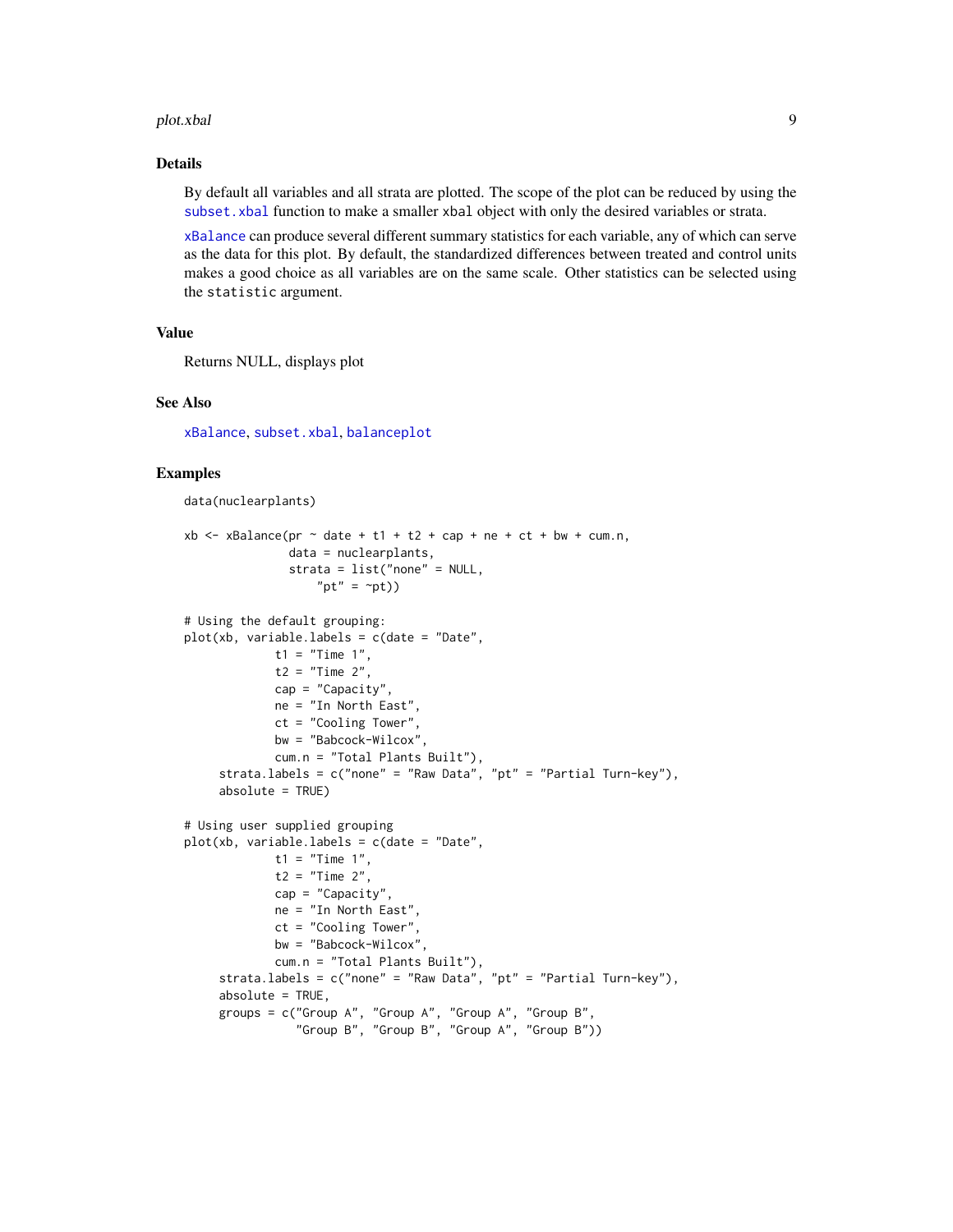## Details

By default all variables and all strata are plotted. The scope of the plot can be reduced by using the `subset.xbal` function to make a smaller `xbal` object with only the desired variables or strata.

`xBalance` can produce several different summary statistics for each variable, any of which can serve as the data for this plot. By default, the standardized differences between treated and control units makes a good choice as all variables are on the same scale. Other statistics can be selected using the `statistic` argument.

## Value

Returns NULL, displays plot

## See Also

`xBalance`, `subset.xbal`, `balanceplot`

## Examples

```
data(nuclearplants)

xb <- xBalance(pr ~ date + t1 + t2 + cap + ne + ct + bw + cum.n,
               data = nuclearplants,
               strata = list("none" = NULL,
                   "pt" = ~pt))

# Using the default grouping:
plot(xb, variable.labels = c(date = "Date",
             t1 = "Time 1",
             t2 = "Time 2",
             cap = "Capacity",
             ne = "In North East",
             ct = "Cooling Tower",
             bw = "Babcock-Wilcox",
             cum.n = "Total Plants Built"),
     strata.labels = c("none" = "Raw Data", "pt" = "Partial Turn-key"),
     absolute = TRUE)

# Using user supplied grouping
plot(xb, variable.labels = c(date = "Date",
             t1 = "Time 1",
             t2 = "Time 2",
             cap = "Capacity",
             ne = "In North East",
             ct = "Cooling Tower",
             bw = "Babcock-Wilcox",
             cum.n = "Total Plants Built"),
     strata.labels = c("none" = "Raw Data", "pt" = "Partial Turn-key"),
     absolute = TRUE,
     groups = c("Group A", "Group A", "Group A", "Group B",
                "Group B", "Group B", "Group A", "Group B"))
```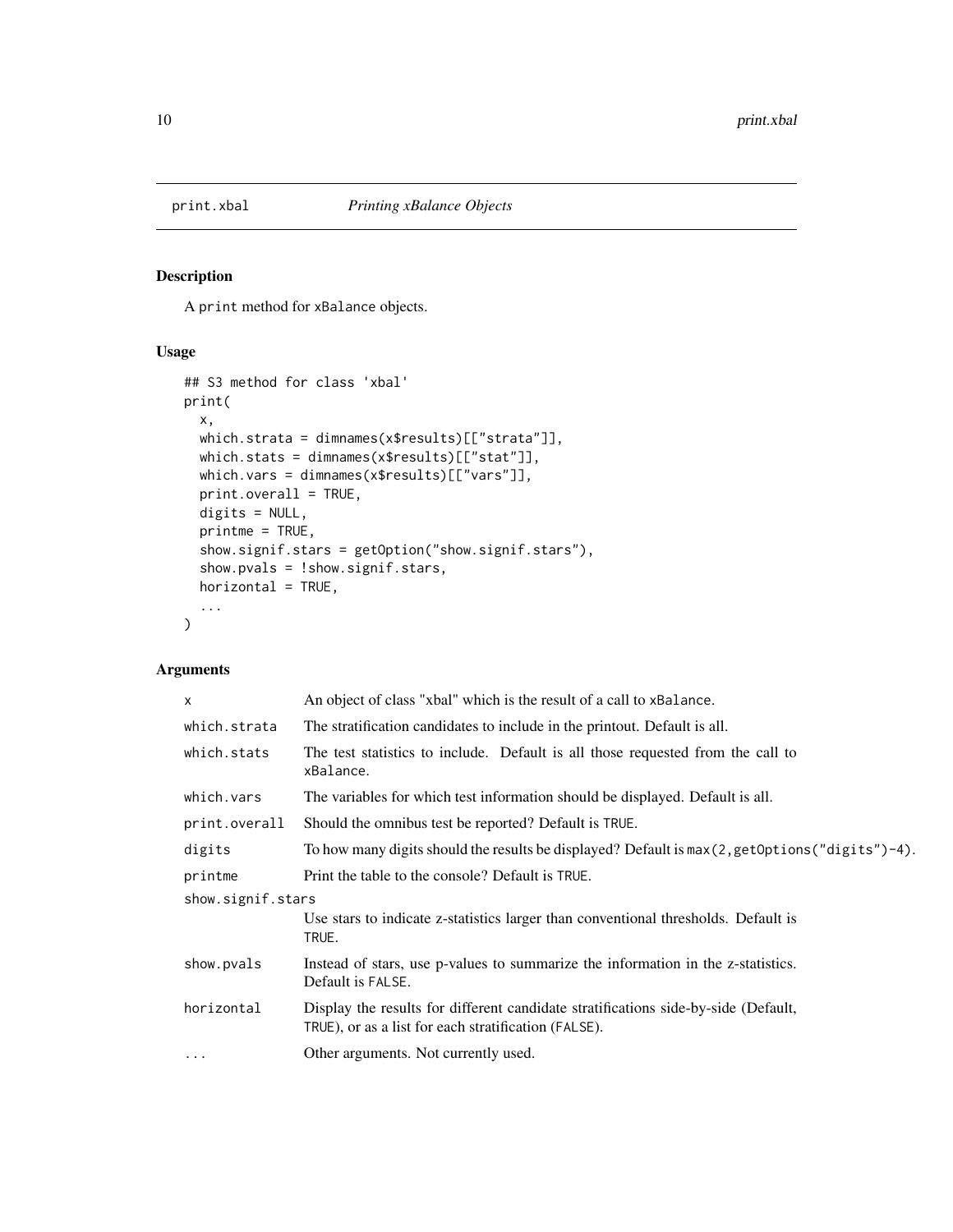# print.xbal — *Printing xBalance Objects*

## Description

A `print` method for `xBalance` objects.

## Usage

```
## S3 method for class 'xbal'
print(
  x,
  which.strata = dimnames(x$results)[["strata"]],
  which.stats = dimnames(x$results)[["stat"]],
  which.vars = dimnames(x$results)[["vars"]],
  print.overall = TRUE,
  digits = NULL,
  printme = TRUE,
  show.signif.stars = getOption("show.signif.stars"),
  show.pvals = !show.signif.stars,
  horizontal = TRUE,
  ...
)
```

## Arguments

| Argument | Description |
| --- | --- |
| `x` | An object of class "xbal" which is the result of a call to `xBalance`. |
| `which.strata` | The stratification candidates to include in the printout. Default is all. |
| `which.stats` | The test statistics to include. Default is all those requested from the call to `xBalance`. |
| `which.vars` | The variables for which test information should be displayed. Default is all. |
| `print.overall` | Should the omnibus test be reported? Default is `TRUE`. |
| `digits` | To how many digits should the results be displayed? Default is `max(2,getOptions("digits")-4)`. |
| `printme` | Print the table to the console? Default is `TRUE`. |
| `show.signif.stars` | Use stars to indicate z-statistics larger than conventional thresholds. Default is `TRUE`. |
| `show.pvals` | Instead of stars, use p-values to summarize the information in the z-statistics. Default is `FALSE`. |
| `horizontal` | Display the results for different candidate stratifications side-by-side (Default, `TRUE`), or as a list for each stratification (`FALSE`). |
| `...` | Other arguments. Not currently used. |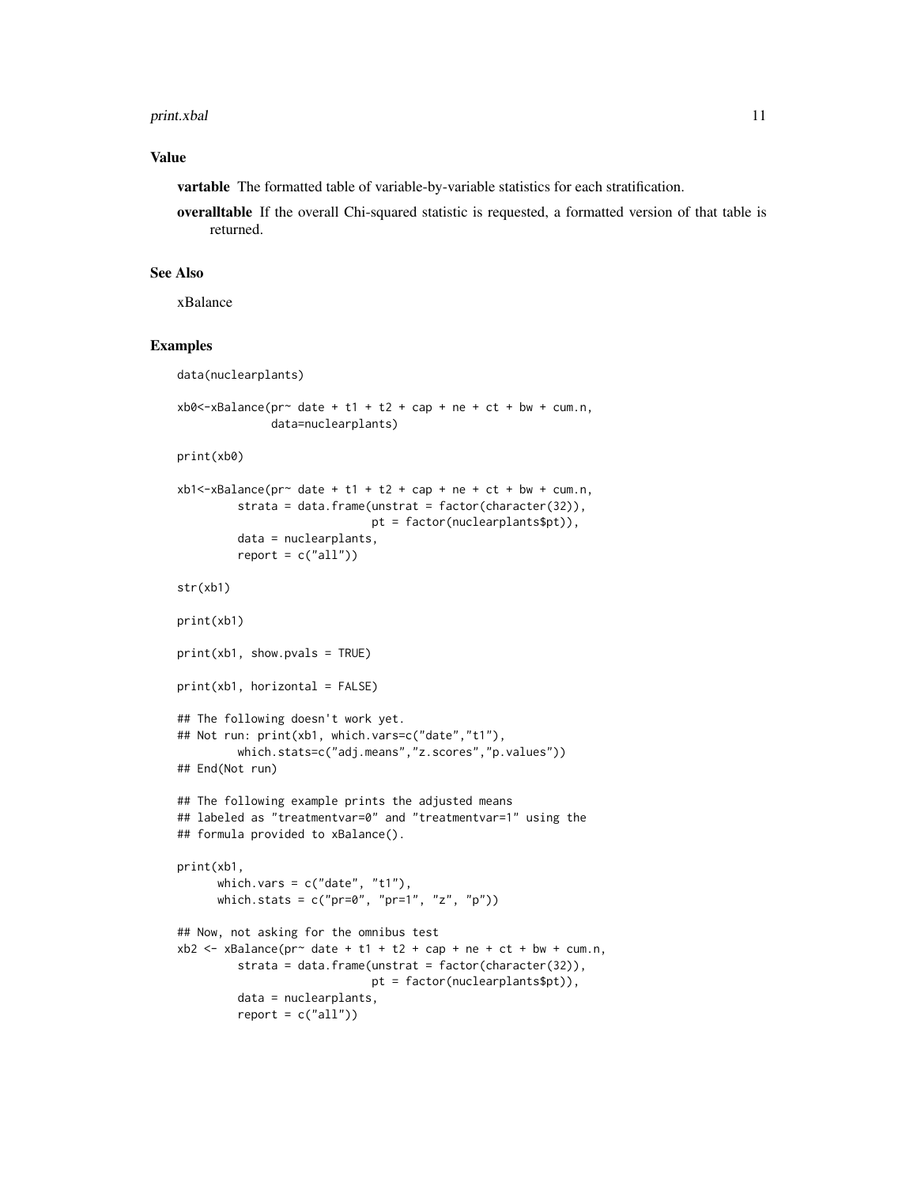## Value

**vartable** The formatted table of variable-by-variable statistics for each stratification.

**overalltable** If the overall Chi-squared statistic is requested, a formatted version of that table is returned.

## See Also

xBalance

## Examples

```
data(nuclearplants)

xb0<-xBalance(pr~ date + t1 + t2 + cap + ne + ct + bw + cum.n,
              data=nuclearplants)

print(xb0)

xb1<-xBalance(pr~ date + t1 + t2 + cap + ne + ct + bw + cum.n,
         strata = data.frame(unstrat = factor(character(32)),
                             pt = factor(nuclearplants$pt)),
         data = nuclearplants,
         report = c("all"))

str(xb1)

print(xb1)

print(xb1, show.pvals = TRUE)

print(xb1, horizontal = FALSE)

## The following doesn't work yet.
## Not run: print(xb1, which.vars=c("date","t1"),
         which.stats=c("adj.means","z.scores","p.values"))
## End(Not run)

## The following example prints the adjusted means
## labeled as "treatmentvar=0" and "treatmentvar=1" using the
## formula provided to xBalance().

print(xb1,
      which.vars = c("date", "t1"),
      which.stats = c("pr=0", "pr=1", "z", "p"))

## Now, not asking for the omnibus test
xb2 <- xBalance(pr~ date + t1 + t2 + cap + ne + ct + bw + cum.n,
         strata = data.frame(unstrat = factor(character(32)),
                             pt = factor(nuclearplants$pt)),
         data = nuclearplants,
         report = c("all"))
```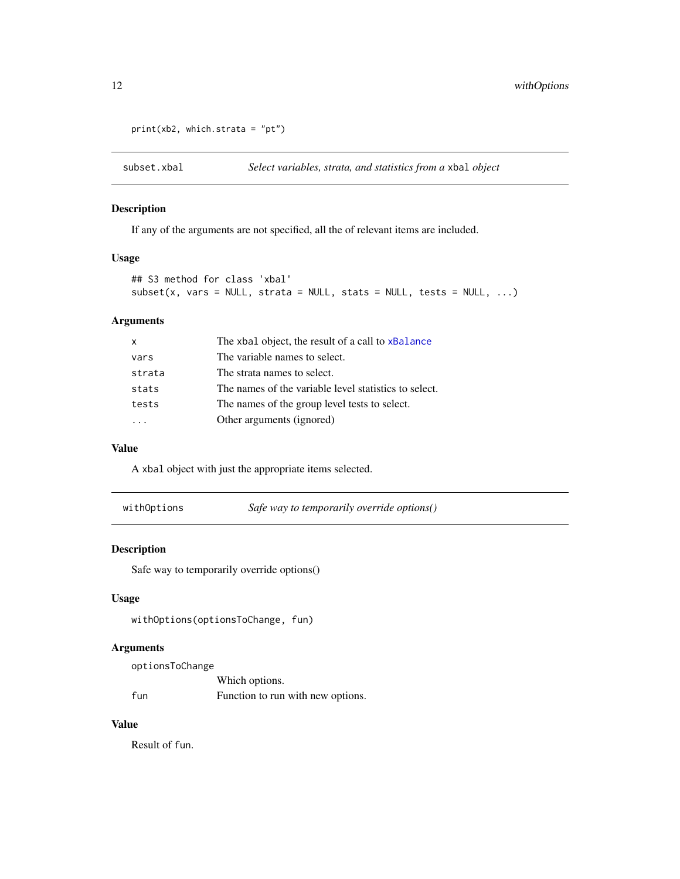```
print(xb2, which.strata = "pt")
```

## subset.xbal — *Select variables, strata, and statistics from a* `xbal` *object*

### Description

If any of the arguments are not specified, all the of relevant items are included.

### Usage

```
## S3 method for class 'xbal'
subset(x, vars = NULL, strata = NULL, stats = NULL, tests = NULL, ...)
```

### Arguments

| | |
|---|---|
| `x` | The `xbal` object, the result of a call to `xBalance` |
| `vars` | The variable names to select. |
| `strata` | The strata names to select. |
| `stats` | The names of the variable level statistics to select. |
| `tests` | The names of the group level tests to select. |
| `...` | Other arguments (ignored) |

### Value

A `xbal` object with just the appropriate items selected.

## withOptions — *Safe way to temporarily override options()*

### Description

Safe way to temporarily override options()

### Usage

```
withOptions(optionsToChange, fun)
```

### Arguments

| | |
|---|---|
| `optionsToChange` | Which options. |
| `fun` | Function to run with new options. |

### Value

Result of `fun`.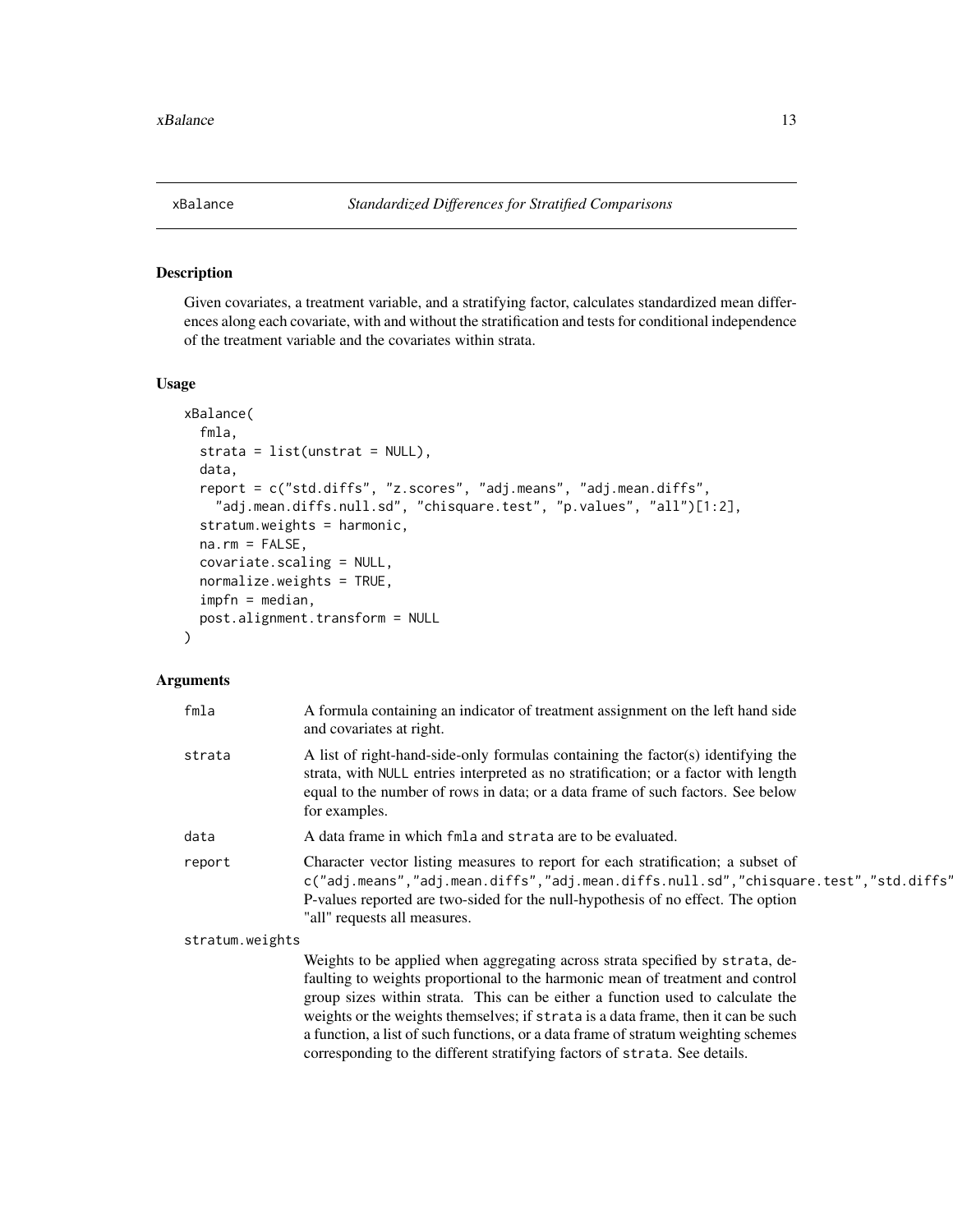# xBalance — *Standardized Differences for Stratified Comparisons*

## Description

Given covariates, a treatment variable, and a stratifying factor, calculates standardized mean differences along each covariate, with and without the stratification and tests for conditional independence of the treatment variable and the covariates within strata.

## Usage

```
xBalance(
  fmla,
  strata = list(unstrat = NULL),
  data,
  report = c("std.diffs", "z.scores", "adj.means", "adj.mean.diffs",
    "adj.mean.diffs.null.sd", "chisquare.test", "p.values", "all")[1:2],
  stratum.weights = harmonic,
  na.rm = FALSE,
  covariate.scaling = NULL,
  normalize.weights = TRUE,
  impfn = median,
  post.alignment.transform = NULL
)
```

## Arguments

| Argument | Description |
|---|---|
| `fmla` | A formula containing an indicator of treatment assignment on the left hand side and covariates at right. |
| `strata` | A list of right-hand-side-only formulas containing the factor(s) identifying the strata, with `NULL` entries interpreted as no stratification; or a factor with length equal to the number of rows in data; or a data frame of such factors. See below for examples. |
| `data` | A data frame in which `fmla` and `strata` are to be evaluated. |
| `report` | Character vector listing measures to report for each stratification; a subset of `c("adj.means","adj.mean.diffs","adj.mean.diffs.null.sd","chisquare.test","std.diffs"` P-values reported are two-sided for the null-hypothesis of no effect. The option "all" requests all measures. |
| `stratum.weights` | Weights to be applied when aggregating across strata specified by `strata`, defaulting to weights proportional to the harmonic mean of treatment and control group sizes within strata. This can be either a function used to calculate the weights or the weights themselves; if `strata` is a data frame, then it can be such a function, a list of such functions, or a data frame of stratum weighting schemes corresponding to the different stratifying factors of `strata`. See details. |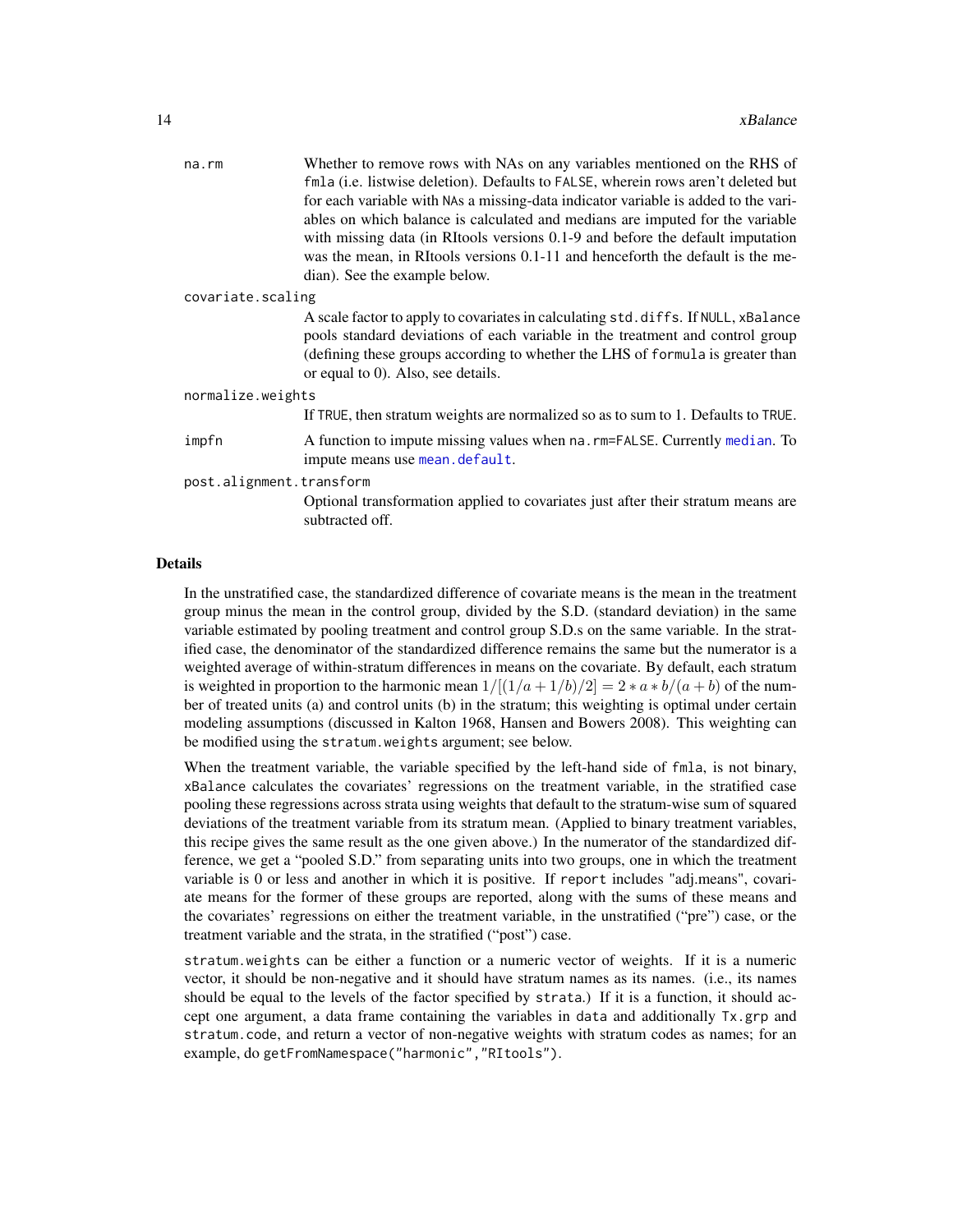`na.rm`
: Whether to remove rows with NAs on any variables mentioned on the RHS of `fmla` (i.e. listwise deletion). Defaults to `FALSE`, wherein rows aren't deleted but for each variable with `NA`s a missing-data indicator variable is added to the variables on which balance is calculated and medians are imputed for the variable with missing data (in RItools versions 0.1-9 and before the default imputation was the mean, in RItools versions 0.1-11 and henceforth the default is the median). See the example below.

`covariate.scaling`
: A scale factor to apply to covariates in calculating `std.diffs`. If `NULL`, `xBalance` pools standard deviations of each variable in the treatment and control group (defining these groups according to whether the LHS of `formula` is greater than or equal to 0). Also, see details.

`normalize.weights`
: If `TRUE`, then stratum weights are normalized so as to sum to 1. Defaults to `TRUE`.

`impfn`
: A function to impute missing values when `na.rm=FALSE`. Currently `median`. To impute means use `mean.default`.

`post.alignment.transform`
: Optional transformation applied to covariates just after their stratum means are subtracted off.

## Details

In the unstratified case, the standardized difference of covariate means is the mean in the treatment group minus the mean in the control group, divided by the S.D. (standard deviation) in the same variable estimated by pooling treatment and control group S.D.s on the same variable. In the stratified case, the denominator of the standardized difference remains the same but the numerator is a weighted average of within-stratum differences in means on the covariate. By default, each stratum is weighted in proportion to the harmonic mean $1/[(1/a + 1/b)/2] = 2 * a * b/(a + b)$ of the number of treated units (a) and control units (b) in the stratum; this weighting is optimal under certain modeling assumptions (discussed in Kalton 1968, Hansen and Bowers 2008). This weighting can be modified using the `stratum.weights` argument; see below.

When the treatment variable, the variable specified by the left-hand side of `fmla`, is not binary, `xBalance` calculates the covariates' regressions on the treatment variable, in the stratified case pooling these regressions across strata using weights that default to the stratum-wise sum of squared deviations of the treatment variable from its stratum mean. (Applied to binary treatment variables, this recipe gives the same result as the one given above.) In the numerator of the standardized difference, we get a "pooled S.D." from separating units into two groups, one in which the treatment variable is 0 or less and another in which it is positive. If `report` includes "adj.means", covariate means for the former of these groups are reported, along with the sums of these means and the covariates' regressions on either the treatment variable, in the unstratified ("pre") case, or the treatment variable and the strata, in the stratified ("post") case.

`stratum.weights` can be either a function or a numeric vector of weights. If it is a numeric vector, it should be non-negative and it should have stratum names as its names. (i.e., its names should be equal to the levels of the factor specified by `strata`.) If it is a function, it should accept one argument, a data frame containing the variables in `data` and additionally `Tx.grp` and `stratum.code`, and return a vector of non-negative weights with stratum codes as names; for an example, do `getFromNamespace("harmonic","RItools")`.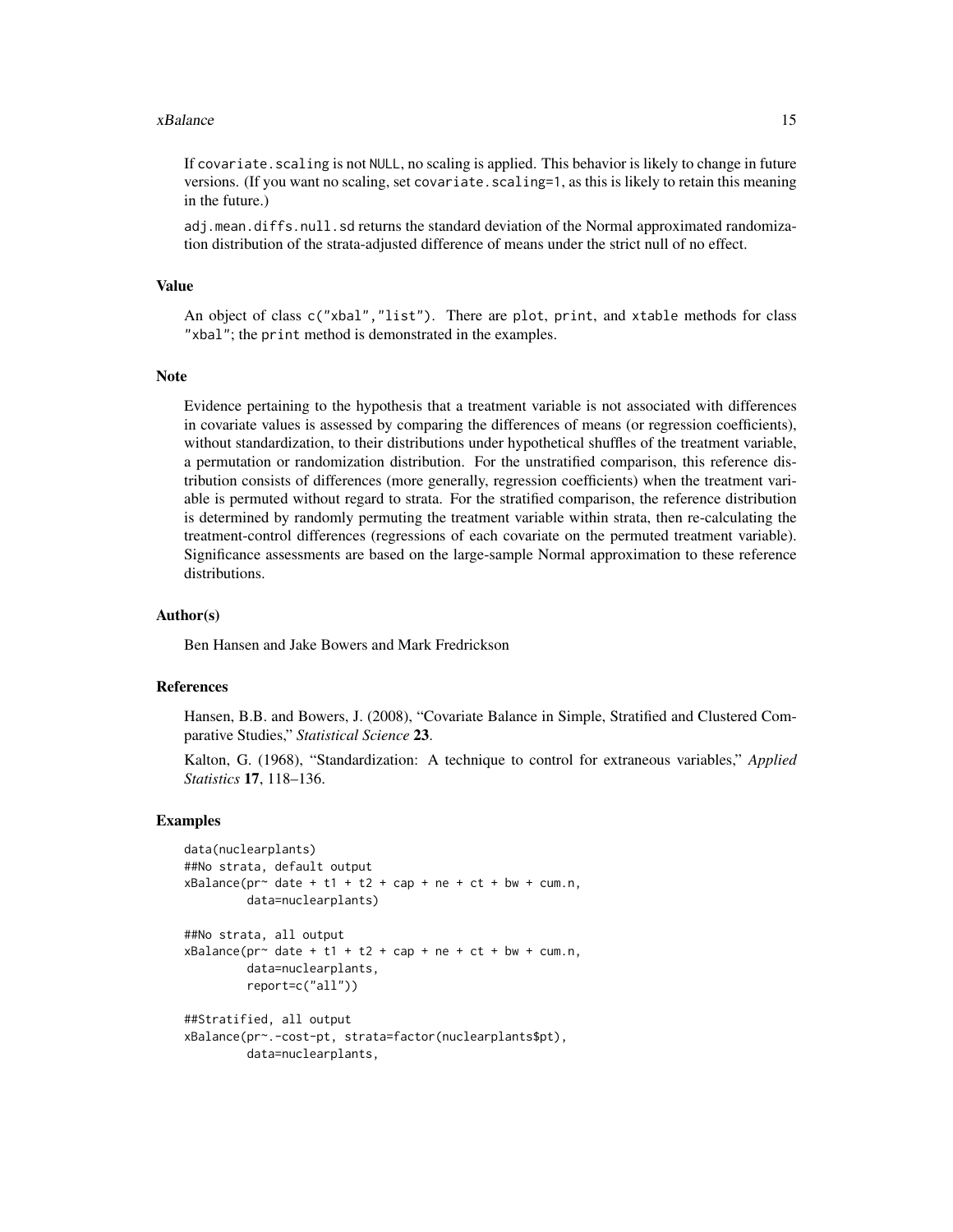If `covariate.scaling` is not `NULL`, no scaling is applied. This behavior is likely to change in future versions. (If you want no scaling, set `covariate.scaling=1`, as this is likely to retain this meaning in the future.)

`adj.mean.diffs.null.sd` returns the standard deviation of the Normal approximated randomization distribution of the strata-adjusted difference of means under the strict null of no effect.

### Value

An object of class `c("xbal","list")`. There are `plot`, `print`, and `xtable` methods for class `"xbal"`; the `print` method is demonstrated in the examples.

### Note

Evidence pertaining to the hypothesis that a treatment variable is not associated with differences in covariate values is assessed by comparing the differences of means (or regression coefficients), without standardization, to their distributions under hypothetical shuffles of the treatment variable, a permutation or randomization distribution. For the unstratified comparison, this reference distribution consists of differences (more generally, regression coefficients) when the treatment variable is permuted without regard to strata. For the stratified comparison, the reference distribution is determined by randomly permuting the treatment variable within strata, then re-calculating the treatment-control differences (regressions of each covariate on the permuted treatment variable). Significance assessments are based on the large-sample Normal approximation to these reference distributions.

### Author(s)

Ben Hansen and Jake Bowers and Mark Fredrickson

### References

Hansen, B.B. and Bowers, J. (2008), "Covariate Balance in Simple, Stratified and Clustered Comparative Studies," *Statistical Science* **23**.

Kalton, G. (1968), "Standardization: A technique to control for extraneous variables," *Applied Statistics* **17**, 118–136.

### Examples

```
data(nuclearplants)
##No strata, default output
xBalance(pr~ date + t1 + t2 + cap + ne + ct + bw + cum.n,
         data=nuclearplants)

##No strata, all output
xBalance(pr~ date + t1 + t2 + cap + ne + ct + bw + cum.n,
         data=nuclearplants,
         report=c("all"))

##Stratified, all output
xBalance(pr~.-cost-pt, strata=factor(nuclearplants$pt),
         data=nuclearplants,
```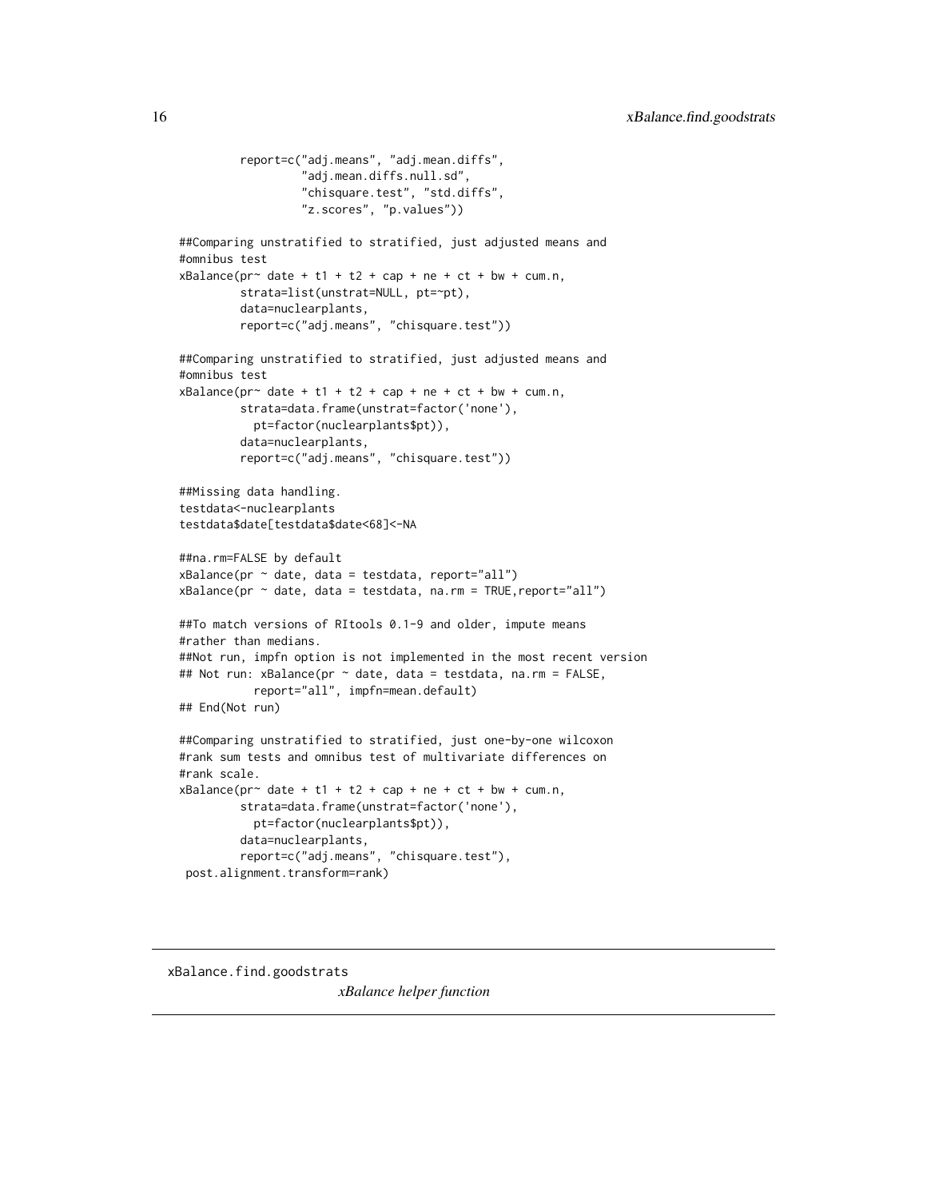```
         report=c("adj.means", "adj.mean.diffs",
                  "adj.mean.diffs.null.sd",
                  "chisquare.test", "std.diffs",
                  "z.scores", "p.values"))

##Comparing unstratified to stratified, just adjusted means and
#omnibus test
xBalance(pr~ date + t1 + t2 + cap + ne + ct + bw + cum.n,
         strata=list(unstrat=NULL, pt=~pt),
         data=nuclearplants,
         report=c("adj.means", "chisquare.test"))

##Comparing unstratified to stratified, just adjusted means and
#omnibus test
xBalance(pr~ date + t1 + t2 + cap + ne + ct + bw + cum.n,
         strata=data.frame(unstrat=factor('none'),
           pt=factor(nuclearplants$pt)),
         data=nuclearplants,
         report=c("adj.means", "chisquare.test"))

##Missing data handling.
testdata<-nuclearplants
testdata$date[testdata$date<68]<-NA

##na.rm=FALSE by default
xBalance(pr ~ date, data = testdata, report="all")
xBalance(pr ~ date, data = testdata, na.rm = TRUE,report="all")

##To match versions of RItools 0.1-9 and older, impute means
#rather than medians.
##Not run, impfn option is not implemented in the most recent version
## Not run: xBalance(pr ~ date, data = testdata, na.rm = FALSE,
           report="all", impfn=mean.default)
## End(Not run)

##Comparing unstratified to stratified, just one-by-one wilcoxon
#rank sum tests and omnibus test of multivariate differences on
#rank scale.
xBalance(pr~ date + t1 + t2 + cap + ne + ct + bw + cum.n,
         strata=data.frame(unstrat=factor('none'),
           pt=factor(nuclearplants$pt)),
         data=nuclearplants,
         report=c("adj.means", "chisquare.test"),
 post.alignment.transform=rank)
```

---

xBalance.find.goodstrats *xBalance helper function*

---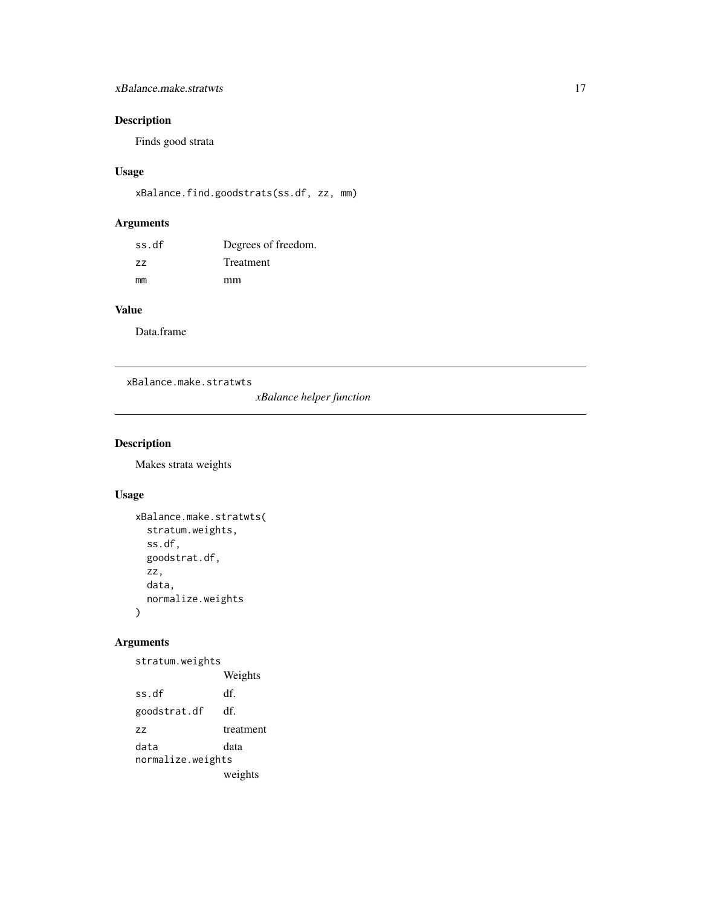## Description

Finds good strata

## Usage

```
xBalance.find.goodstrats(ss.df, zz, mm)
```

## Arguments

| | |
|---|---|
| `ss.df` | Degrees of freedom. |
| `zz` | Treatment |
| `mm` | mm |

## Value

Data.frame

---

# `xBalance.make.stratwts` *xBalance helper function*

---

## Description

Makes strata weights

## Usage

```
xBalance.make.stratwts(
  stratum.weights,
  ss.df,
  goodstrat.df,
  zz,
  data,
  normalize.weights
)
```

## Arguments

| | |
|---|---|
| `stratum.weights` | Weights |
| `ss.df` | df. |
| `goodstrat.df` | df. |
| `zz` | treatment |
| `data` | data |
| `normalize.weights` | weights |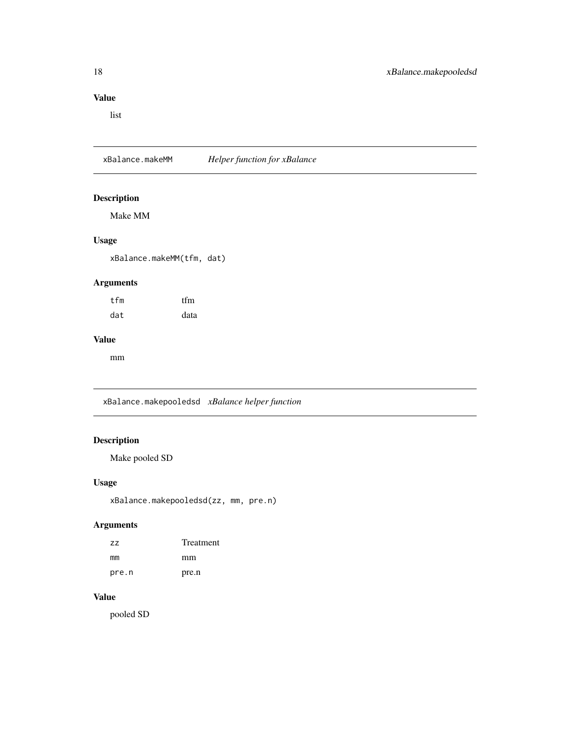## Value

list

---

## xBalance.makeMM *Helper function for xBalance*

### Description

Make MM

### Usage

```
xBalance.makeMM(tfm, dat)
```

### Arguments

| | |
|---|---|
| `tfm` | tfm |
| `dat` | data |

### Value

mm

---

## xBalance.makepooledsd *xBalance helper function*

### Description

Make pooled SD

### Usage

```
xBalance.makepooledsd(zz, mm, pre.n)
```

### Arguments

| | |
|---|---|
| `zz` | Treatment |
| `mm` | mm |
| `pre.n` | pre.n |

### Value

pooled SD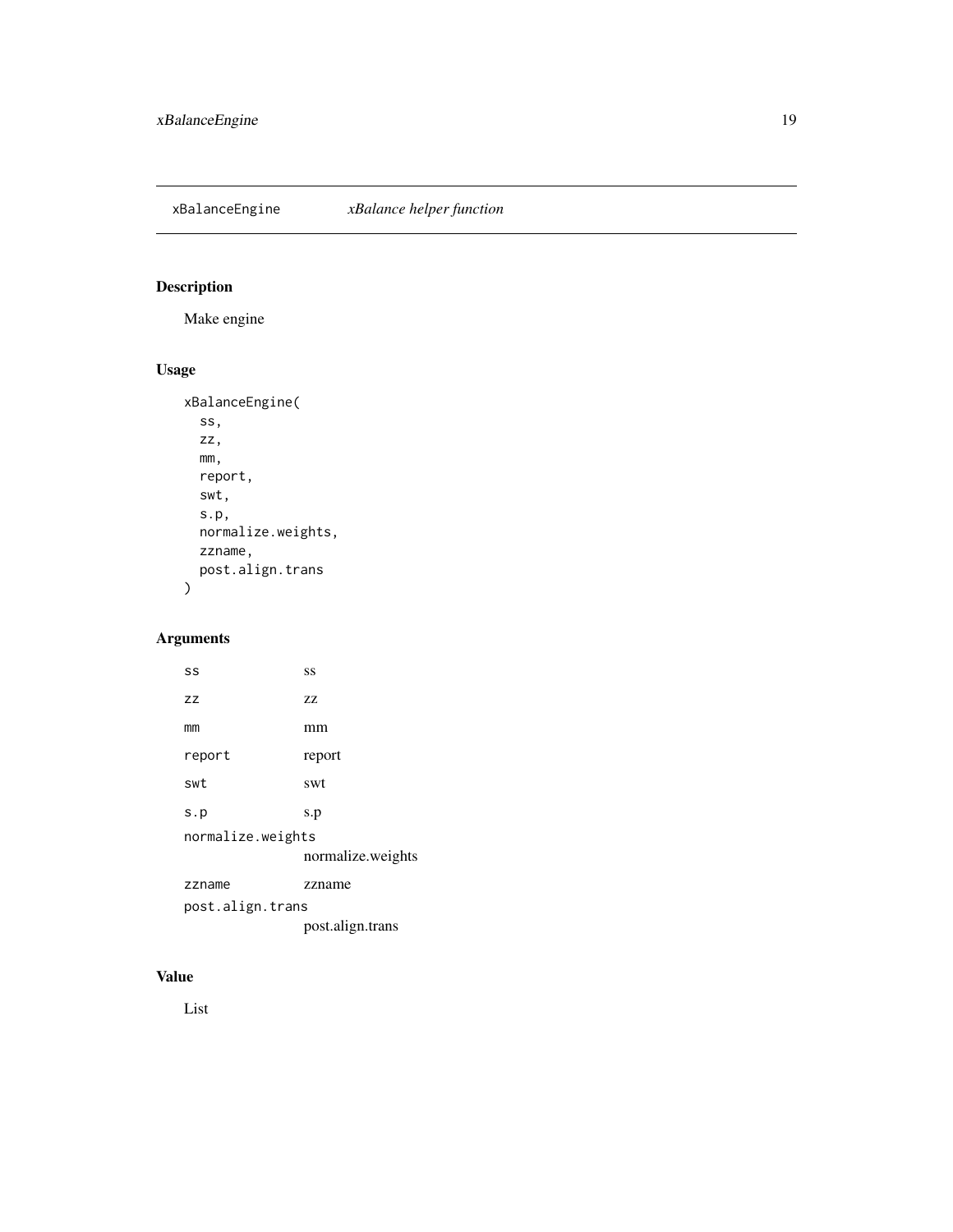## xBalanceEngine *xBalance helper function*

### Description

Make engine

### Usage

```
xBalanceEngine(
  ss,
  zz,
  mm,
  report,
  swt,
  s.p,
  normalize.weights,
  zzname,
  post.align.trans
)
```

### Arguments

| | |
|---|---|
| `ss` | ss |
| `zz` | zz |
| `mm` | mm |
| `report` | report |
| `swt` | swt |
| `s.p` | s.p |
| `normalize.weights` | normalize.weights |
| `zzname` | zzname |
| `post.align.trans` | post.align.trans |

### Value

List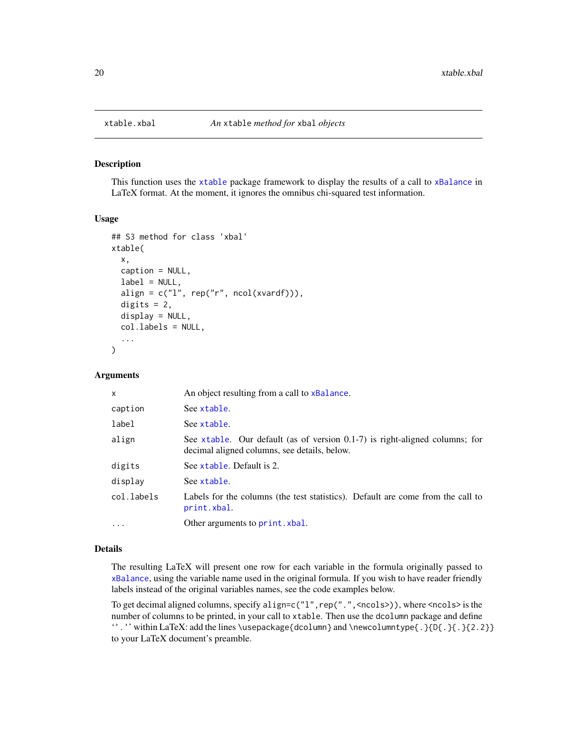# xtable.xbal — *An* `xtable` *method for* `xbal` *objects*

## Description

This function uses the `xtable` package framework to display the results of a call to `xBalance` in LaTeX format. At the moment, it ignores the omnibus chi-squared test information.

## Usage

```
## S3 method for class 'xbal'
xtable(
  x,
  caption = NULL,
  label = NULL,
  align = c("l", rep("r", ncol(xvardf))),
  digits = 2,
  display = NULL,
  col.labels = NULL,
  ...
)
```

## Arguments

| | |
|---|---|
| `x` | An object resulting from a call to `xBalance`. |
| `caption` | See `xtable`. |
| `label` | See `xtable`. |
| `align` | See `xtable`. Our default (as of version 0.1-7) is right-aligned columns; for decimal aligned columns, see details, below. |
| `digits` | See `xtable`. Default is 2. |
| `display` | See `xtable`. |
| `col.labels` | Labels for the columns (the test statistics). Default are come from the call to `print.xbal`. |
| `...` | Other arguments to `print.xbal`. |

## Details

The resulting LaTeX will present one row for each variable in the formula originally passed to `xBalance`, using the variable name used in the original formula. If you wish to have reader friendly labels instead of the original variables names, see the code examples below.

To get decimal aligned columns, specify `align=c("l",rep(".",<ncols>))`, where `<ncols>` is the number of columns to be printed, in your call to `xtable`. Then use the `dcolumn` package and define ‘`.`’ within LaTeX: add the lines `\usepackage{dcolumn}` and `\newcolumntype{.}{D{.}{.}{2.2}}` to your LaTeX document's preamble.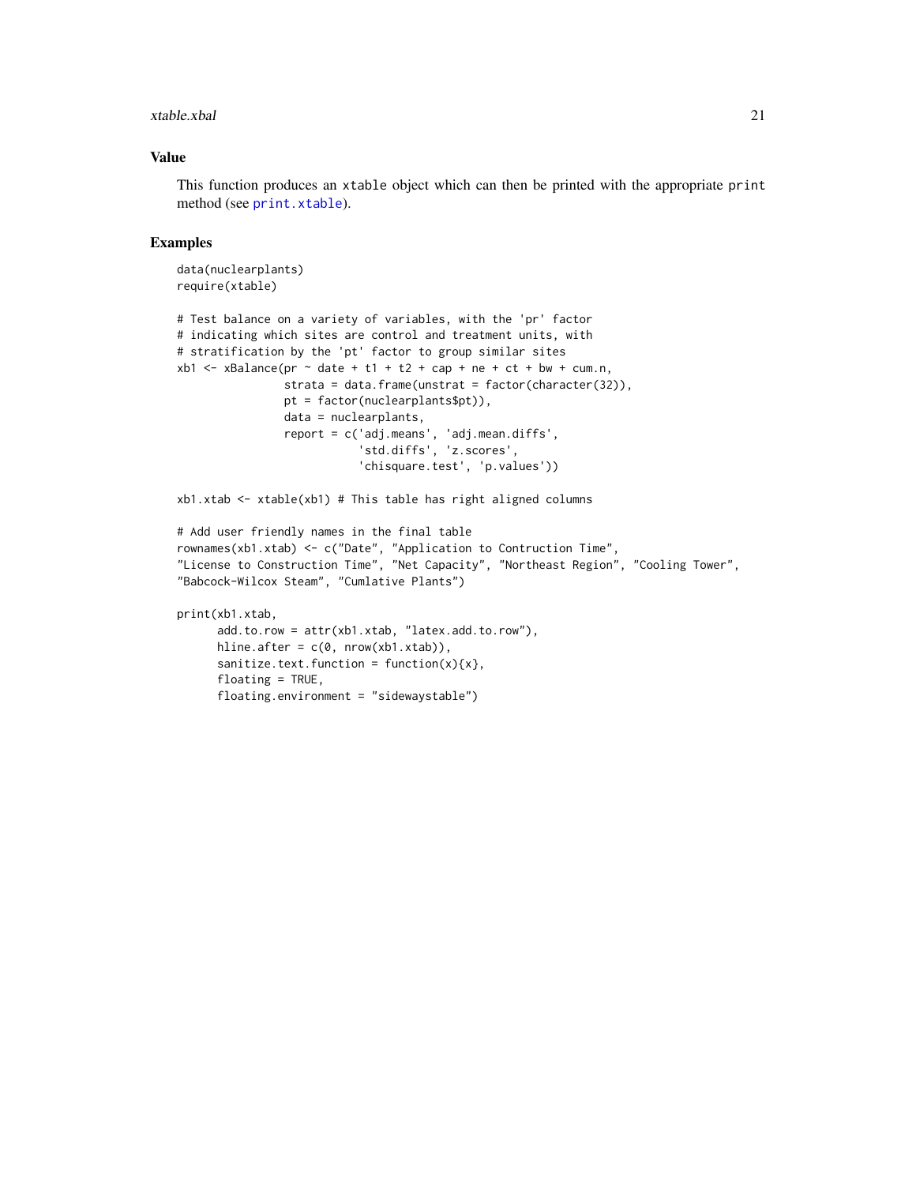## Value

This function produces an `xtable` object which can then be printed with the appropriate `print` method (see `print.xtable`).

## Examples

```
data(nuclearplants)
require(xtable)

# Test balance on a variety of variables, with the 'pr' factor
# indicating which sites are control and treatment units, with
# stratification by the 'pt' factor to group similar sites
xb1 <- xBalance(pr ~ date + t1 + t2 + cap + ne + ct + bw + cum.n,
                strata = data.frame(unstrat = factor(character(32)),
                pt = factor(nuclearplants$pt)),
                data = nuclearplants,
                report = c('adj.means', 'adj.mean.diffs',
                           'std.diffs', 'z.scores',
                           'chisquare.test', 'p.values'))

xb1.xtab <- xtable(xb1) # This table has right aligned columns

# Add user friendly names in the final table
rownames(xb1.xtab) <- c("Date", "Application to Contruction Time",
"License to Construction Time", "Net Capacity", "Northeast Region", "Cooling Tower",
"Babcock-Wilcox Steam", "Cumlative Plants")

print(xb1.xtab,
      add.to.row = attr(xb1.xtab, "latex.add.to.row"),
      hline.after = c(0, nrow(xb1.xtab)),
      sanitize.text.function = function(x){x},
      floating = TRUE,
      floating.environment = "sidewaystable")
```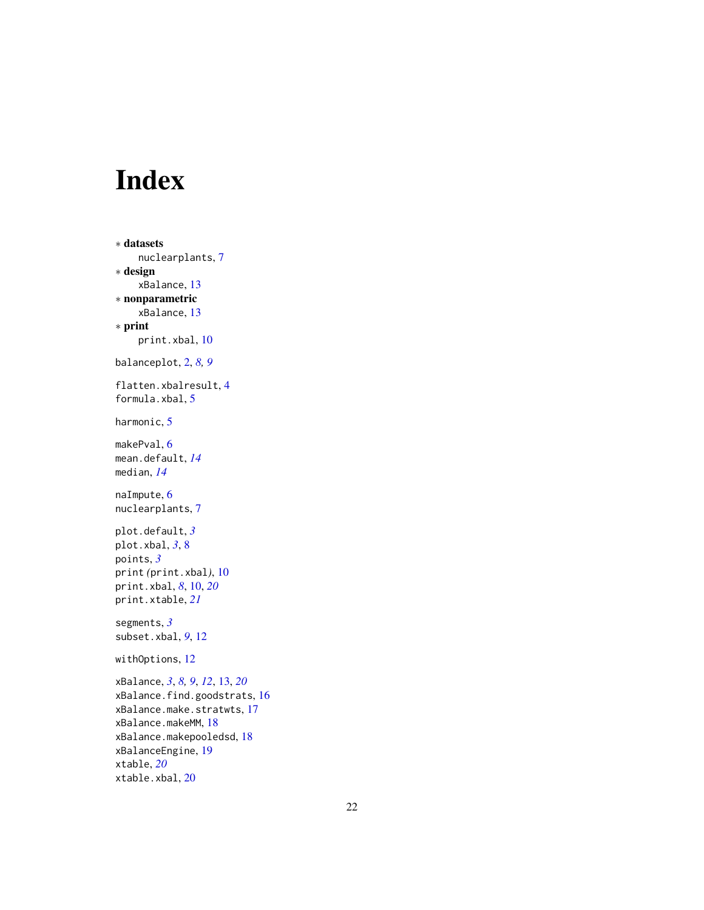# Index

∗ **datasets**
  nuclearplants, 7
∗ **design**
  xBalance, 13
∗ **nonparametric**
  xBalance, 13
∗ **print**
  print.xbal, 10

balanceplot, 2, *8, 9*

flatten.xbalresult, 4
formula.xbal, 5

harmonic, 5

makePval, 6
mean.default, *14*
median, *14*

naImpute, 6
nuclearplants, 7

plot.default, *3*
plot.xbal, *3*, 8
points, *3*
print *(*print.xbal*)*, 10
print.xbal, *8*, 10, *20*
print.xtable, *21*

segments, *3*
subset.xbal, *9*, 12

withOptions, 12

xBalance, *3*, *8, 9*, *12*, 13, *20*
xBalance.find.goodstrats, 16
xBalance.make.stratwts, 17
xBalance.makeMM, 18
xBalance.makepooledsd, 18
xBalanceEngine, 19
xtable, *20*
xtable.xbal, 20